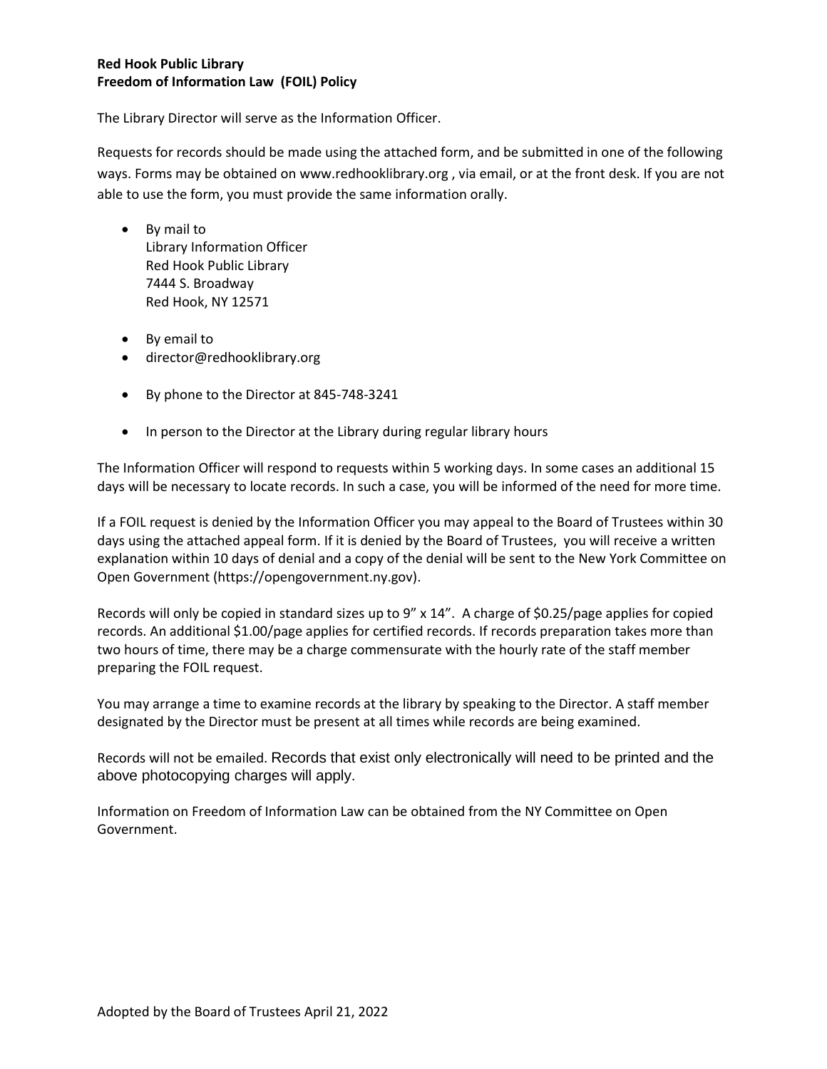**Red Hook Public Library**
**Freedom of Information Law (FOIL) Policy**

The Library Director will serve as the Information Officer.

Requests for records should be made using the attached form, and be submitted in one of the following ways. Forms may be obtained on www.redhooklibrary.org , via email, or at the front desk. If you are not able to use the form, you must provide the same information orally.

- By mail to
  Library Information Officer
  Red Hook Public Library
  7444 S. Broadway
  Red Hook, NY 12571

- By email to
- director@redhooklibrary.org

- By phone to the Director at 845-748-3241

- In person to the Director at the Library during regular library hours

The Information Officer will respond to requests within 5 working days. In some cases an additional 15 days will be necessary to locate records. In such a case, you will be informed of the need for more time.

If a FOIL request is denied by the Information Officer you may appeal to the Board of Trustees within 30 days using the attached appeal form. If it is denied by the Board of Trustees, you will receive a written explanation within 10 days of denial and a copy of the denial will be sent to the New York Committee on Open Government (https://opengovernment.ny.gov).

Records will only be copied in standard sizes up to 9" x 14". A charge of $0.25/page applies for copied records. An additional $1.00/page applies for certified records. If records preparation takes more than two hours of time, there may be a charge commensurate with the hourly rate of the staff member preparing the FOIL request.

You may arrange a time to examine records at the library by speaking to the Director. A staff member designated by the Director must be present at all times while records are being examined.

Records will not be emailed. Records that exist only electronically will need to be printed and the above photocopying charges will apply.

Information on Freedom of Information Law can be obtained from the NY Committee on Open Government.

Adopted by the Board of Trustees April 21, 2022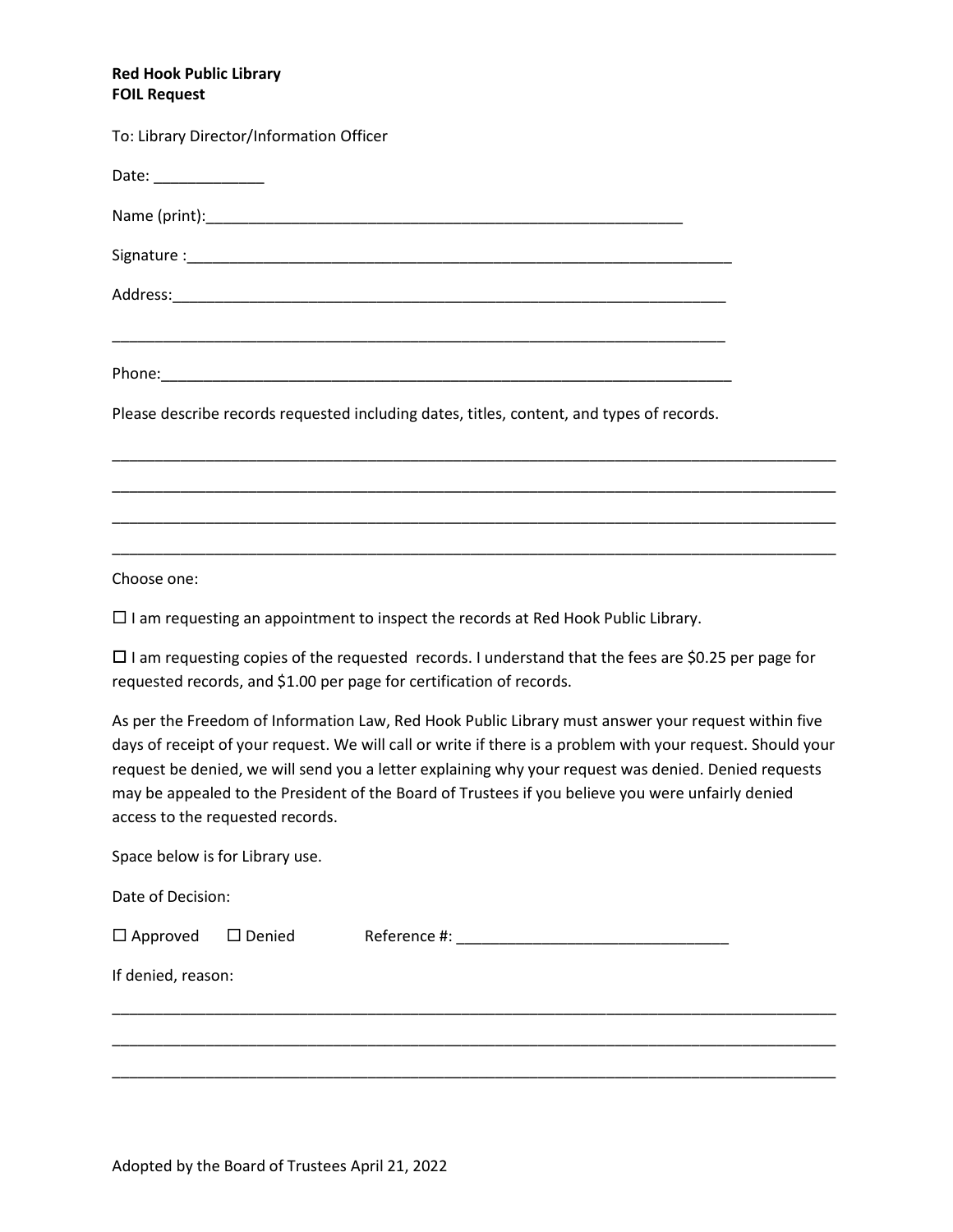**Red Hook Public Library**
**FOIL Request**

To: Library Director/Information Officer

Date: _____________

Name (print):_________________________________________________________

Signature :_________________________________________________________________

Address:___________________________________________________________________

___________________________________________________________________________

Phone:_____________________________________________________________________

Please describe records requested including dates, titles, content, and types of records.

_______________________________________________________________________________________

_______________________________________________________________________________________

_______________________________________________________________________________________

_______________________________________________________________________________________

Choose one:

☐ I am requesting an appointment to inspect the records at Red Hook Public Library.

☐ I am requesting copies of the requested records. I understand that the fees are $0.25 per page for requested records, and $1.00 per page for certification of records.

As per the Freedom of Information Law, Red Hook Public Library must answer your request within five days of receipt of your request. We will call or write if there is a problem with your request. Should your request be denied, we will send you a letter explaining why your request was denied. Denied requests may be appealed to the President of the Board of Trustees if you believe you were unfairly denied access to the requested records.

Space below is for Library use.

Date of Decision:

☐ Approved ☐ Denied Reference #: ________________________________

If denied, reason:

_______________________________________________________________________________________

_______________________________________________________________________________________

_______________________________________________________________________________________

Adopted by the Board of Trustees April 21, 2022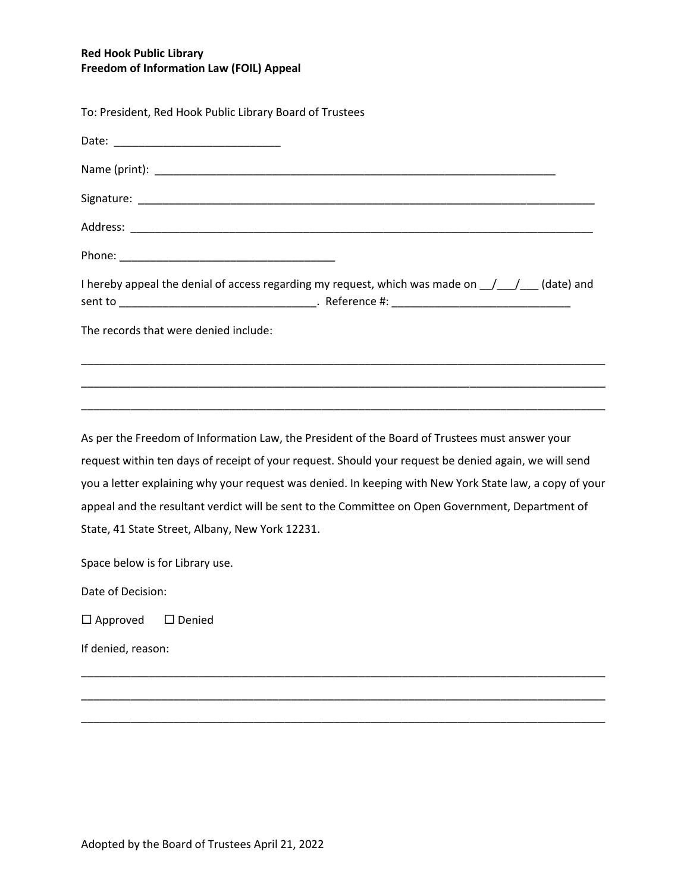**Red Hook Public Library**
**Freedom of Information Law (FOIL) Appeal**

To: President, Red Hook Public Library Board of Trustees

Date: ___________________________

Name (print): ___________________________________________________________________

Signature: _________________________________________________________________________

Address: __________________________________________________________________________

Phone: ___________________________________

I hereby appeal the denial of access regarding my request, which was made on __/___/___ (date) and sent to _______________________________. Reference #: ____________________________

The records that were denied include:

_____________________________________________________________________________________

_____________________________________________________________________________________

_____________________________________________________________________________________

As per the Freedom of Information Law, the President of the Board of Trustees must answer your request within ten days of receipt of your request. Should your request be denied again, we will send you a letter explaining why your request was denied. In keeping with New York State law, a copy of your appeal and the resultant verdict will be sent to the Committee on Open Government, Department of State, 41 State Street, Albany, New York 12231.

Space below is for Library use.

Date of Decision:

☐ Approved ☐ Denied

If denied, reason:

_____________________________________________________________________________________

_____________________________________________________________________________________

_____________________________________________________________________________________

Adopted by the Board of Trustees April 21, 2022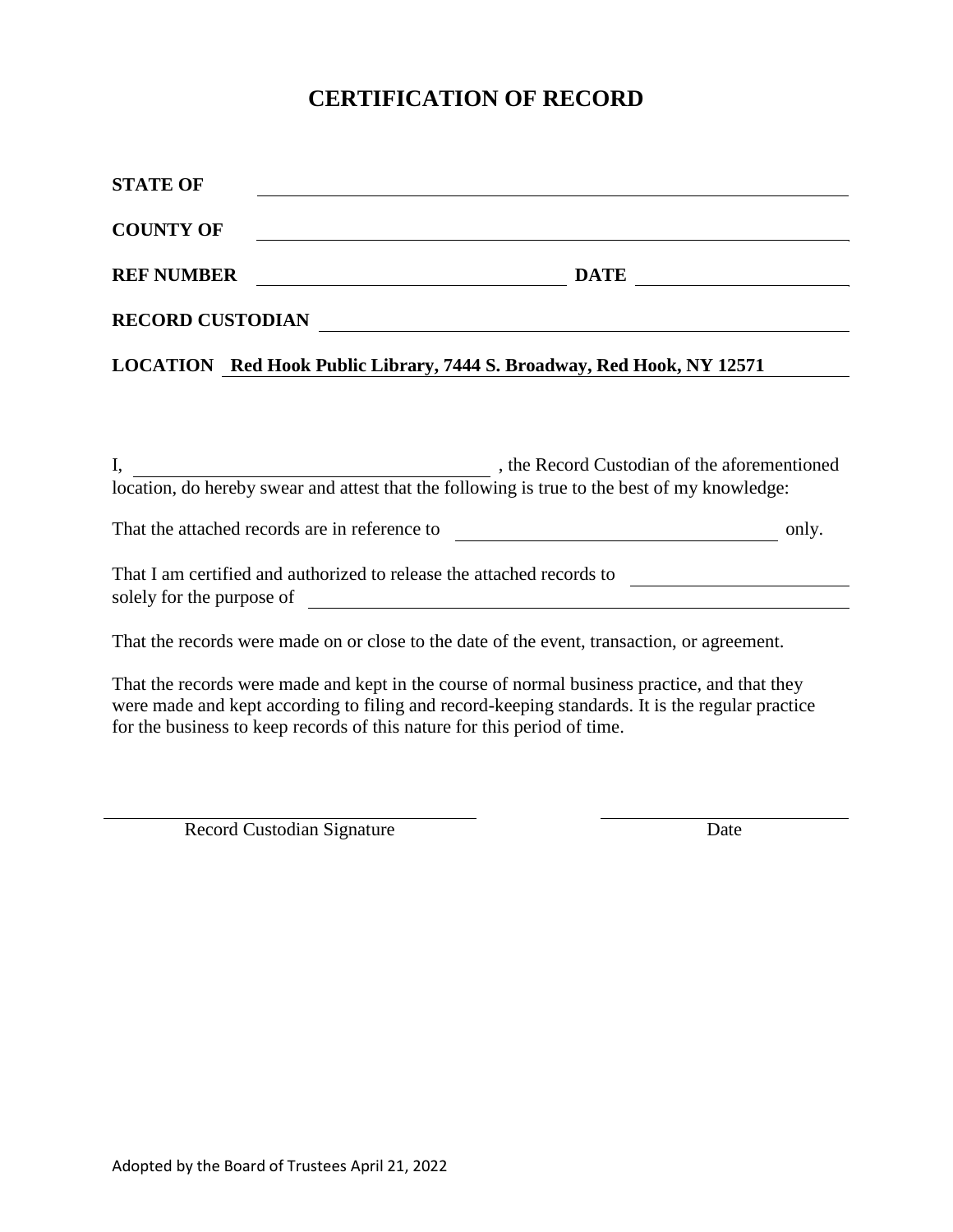# CERTIFICATION OF RECORD

**STATE OF** ______________________________

**COUNTY OF** ______________________________

**REF NUMBER** ______________________ **DATE** ______________

**RECORD CUSTODIAN** ______________________________

**LOCATION** **Red Hook Public Library, 7444 S. Broadway, Red Hook, NY 12571**

I, ______________________, the Record Custodian of the aforementioned location, do hereby swear and attest that the following is true to the best of my knowledge:

That the attached records are in reference to ______________________ only.

That I am certified and authorized to release the attached records to ______________ solely for the purpose of ______________________________

That the records were made on or close to the date of the event, transaction, or agreement.

That the records were made and kept in the course of normal business practice, and that they were made and kept according to filing and record-keeping standards. It is the regular practice for the business to keep records of this nature for this period of time.

______________________________ ______________

Record Custodian Signature Date

Adopted by the Board of Trustees April 21, 2022